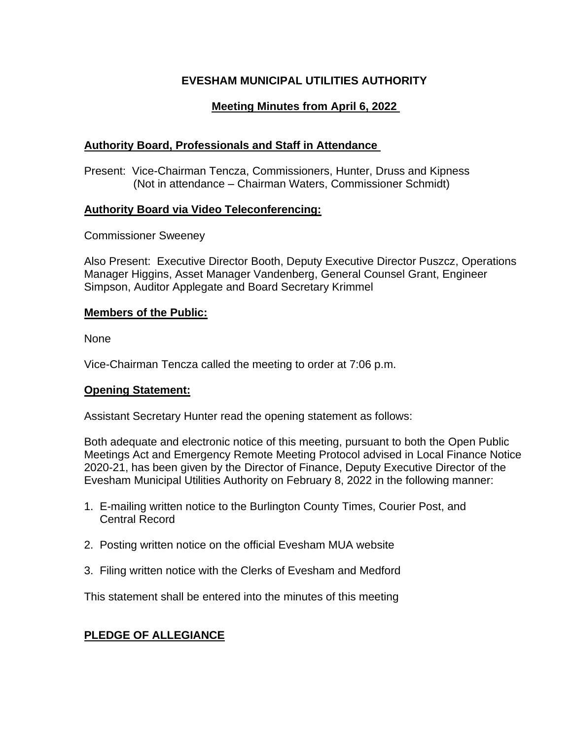# EVESHAM MUNICIPAL UTILITIES AUTHORITY

## Meeting Minutes from April 6, 2022

### Authority Board, Professionals and Staff in Attendance

Present: Vice-Chairman Tencza, Commissioners, Hunter, Druss and Kipness
(Not in attendance – Chairman Waters, Commissioner Schmidt)

### Authority Board via Video Teleconferencing:

Commissioner Sweeney

Also Present: Executive Director Booth, Deputy Executive Director Puszcz, Operations Manager Higgins, Asset Manager Vandenberg, General Counsel Grant, Engineer Simpson, Auditor Applegate and Board Secretary Krimmel

### Members of the Public:

None

Vice-Chairman Tencza called the meeting to order at 7:06 p.m.

### Opening Statement:

Assistant Secretary Hunter read the opening statement as follows:

Both adequate and electronic notice of this meeting, pursuant to both the Open Public Meetings Act and Emergency Remote Meeting Protocol advised in Local Finance Notice 2020-21, has been given by the Director of Finance, Deputy Executive Director of the Evesham Municipal Utilities Authority on February 8, 2022 in the following manner:

1. E-mailing written notice to the Burlington County Times, Courier Post, and Central Record
2. Posting written notice on the official Evesham MUA website
3. Filing written notice with the Clerks of Evesham and Medford

This statement shall be entered into the minutes of this meeting

### PLEDGE OF ALLEGIANCE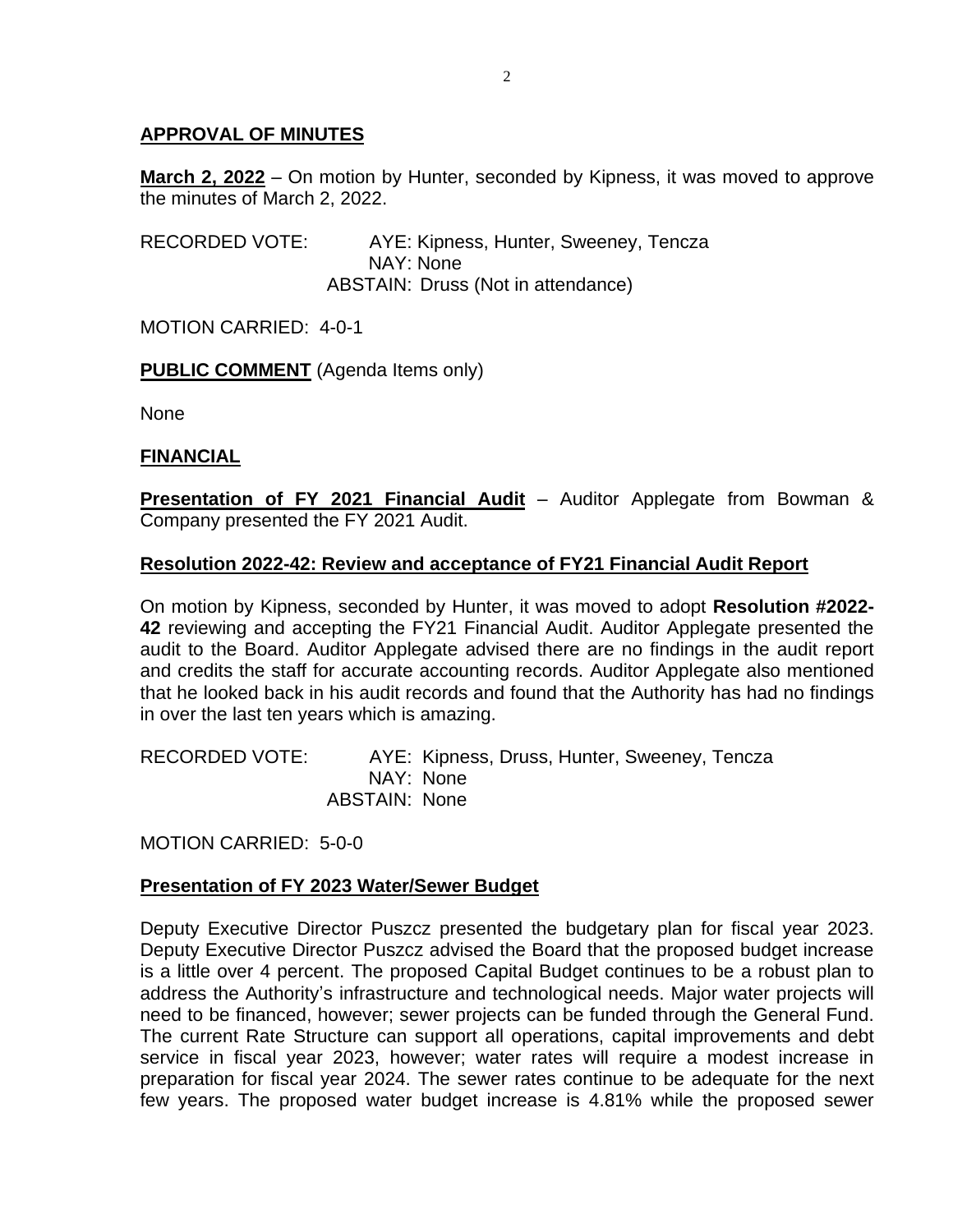## APPROVAL OF MINUTES

**March 2, 2022** – On motion by Hunter, seconded by Kipness, it was moved to approve the minutes of March 2, 2022.

RECORDED VOTE: AYE: Kipness, Hunter, Sweeney, Tencza
NAY: None
ABSTAIN: Druss (Not in attendance)

MOTION CARRIED: 4-0-1

**PUBLIC COMMENT** (Agenda Items only)

None

## FINANCIAL

**Presentation of FY 2021 Financial Audit** – Auditor Applegate from Bowman & Company presented the FY 2021 Audit.

**Resolution 2022-42: Review and acceptance of FY21 Financial Audit Report**

On motion by Kipness, seconded by Hunter, it was moved to adopt **Resolution #2022-42** reviewing and accepting the FY21 Financial Audit. Auditor Applegate presented the audit to the Board. Auditor Applegate advised there are no findings in the audit report and credits the staff for accurate accounting records. Auditor Applegate also mentioned that he looked back in his audit records and found that the Authority has had no findings in over the last ten years which is amazing.

RECORDED VOTE: AYE: Kipness, Druss, Hunter, Sweeney, Tencza
NAY: None
ABSTAIN: None

MOTION CARRIED: 5-0-0

**Presentation of FY 2023 Water/Sewer Budget**

Deputy Executive Director Puszcz presented the budgetary plan for fiscal year 2023. Deputy Executive Director Puszcz advised the Board that the proposed budget increase is a little over 4 percent. The proposed Capital Budget continues to be a robust plan to address the Authority's infrastructure and technological needs. Major water projects will need to be financed, however; sewer projects can be funded through the General Fund. The current Rate Structure can support all operations, capital improvements and debt service in fiscal year 2023, however; water rates will require a modest increase in preparation for fiscal year 2024. The sewer rates continue to be adequate for the next few years. The proposed water budget increase is 4.81% while the proposed sewer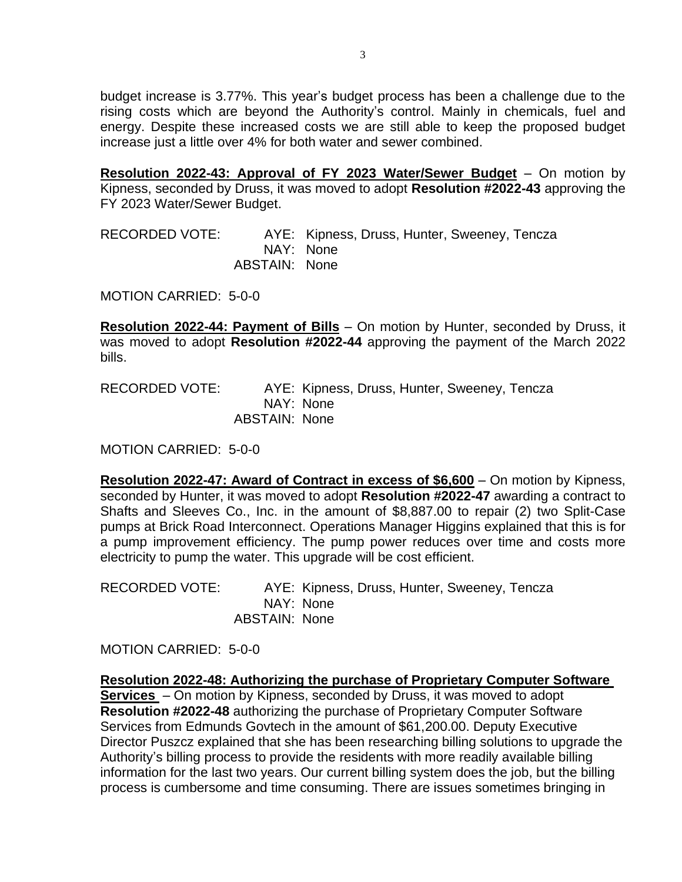budget increase is 3.77%. This year's budget process has been a challenge due to the rising costs which are beyond the Authority's control. Mainly in chemicals, fuel and energy. Despite these increased costs we are still able to keep the proposed budget increase just a little over 4% for both water and sewer combined.

**Resolution 2022-43: Approval of FY 2023 Water/Sewer Budget** – On motion by Kipness, seconded by Druss, it was moved to adopt **Resolution #2022-43** approving the FY 2023 Water/Sewer Budget.

RECORDED VOTE: AYE: Kipness, Druss, Hunter, Sweeney, Tencza
NAY: None
ABSTAIN: None

MOTION CARRIED: 5-0-0

**Resolution 2022-44: Payment of Bills** – On motion by Hunter, seconded by Druss, it was moved to adopt **Resolution #2022-44** approving the payment of the March 2022 bills.

RECORDED VOTE: AYE: Kipness, Druss, Hunter, Sweeney, Tencza
NAY: None
ABSTAIN: None

MOTION CARRIED: 5-0-0

**Resolution 2022-47: Award of Contract in excess of $6,600** – On motion by Kipness, seconded by Hunter, it was moved to adopt **Resolution #2022-47** awarding a contract to Shafts and Sleeves Co., Inc. in the amount of $8,887.00 to repair (2) two Split-Case pumps at Brick Road Interconnect. Operations Manager Higgins explained that this is for a pump improvement efficiency. The pump power reduces over time and costs more electricity to pump the water. This upgrade will be cost efficient.

RECORDED VOTE: AYE: Kipness, Druss, Hunter, Sweeney, Tencza
NAY: None
ABSTAIN: None

MOTION CARRIED: 5-0-0

**Resolution 2022-48: Authorizing the purchase of Proprietary Computer Software Services** – On motion by Kipness, seconded by Druss, it was moved to adopt **Resolution #2022-48** authorizing the purchase of Proprietary Computer Software Services from Edmunds Govtech in the amount of $61,200.00. Deputy Executive Director Puszcz explained that she has been researching billing solutions to upgrade the Authority's billing process to provide the residents with more readily available billing information for the last two years. Our current billing system does the job, but the billing process is cumbersome and time consuming. There are issues sometimes bringing in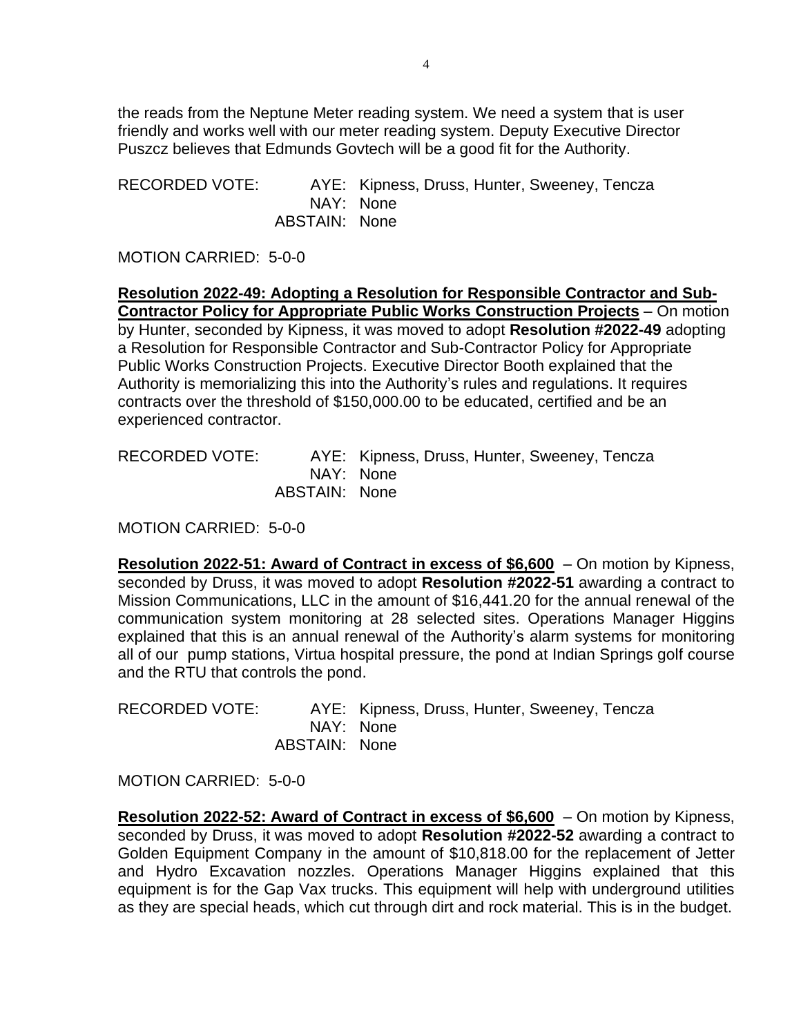the reads from the Neptune Meter reading system. We need a system that is user friendly and works well with our meter reading system. Deputy Executive Director Puszcz believes that Edmunds Govtech will be a good fit for the Authority.

RECORDED VOTE: AYE: Kipness, Druss, Hunter, Sweeney, Tencza
NAY: None
ABSTAIN: None

MOTION CARRIED: 5-0-0

**Resolution 2022-49: Adopting a Resolution for Responsible Contractor and Sub-Contractor Policy for Appropriate Public Works Construction Projects** – On motion by Hunter, seconded by Kipness, it was moved to adopt **Resolution #2022-49** adopting a Resolution for Responsible Contractor and Sub-Contractor Policy for Appropriate Public Works Construction Projects. Executive Director Booth explained that the Authority is memorializing this into the Authority's rules and regulations. It requires contracts over the threshold of $150,000.00 to be educated, certified and be an experienced contractor.

RECORDED VOTE: AYE: Kipness, Druss, Hunter, Sweeney, Tencza
NAY: None
ABSTAIN: None

MOTION CARRIED: 5-0-0

**Resolution 2022-51: Award of Contract in excess of $6,600** – On motion by Kipness, seconded by Druss, it was moved to adopt **Resolution #2022-51** awarding a contract to Mission Communications, LLC in the amount of $16,441.20 for the annual renewal of the communication system monitoring at 28 selected sites. Operations Manager Higgins explained that this is an annual renewal of the Authority's alarm systems for monitoring all of our pump stations, Virtua hospital pressure, the pond at Indian Springs golf course and the RTU that controls the pond.

RECORDED VOTE: AYE: Kipness, Druss, Hunter, Sweeney, Tencza
NAY: None
ABSTAIN: None

MOTION CARRIED: 5-0-0

**Resolution 2022-52: Award of Contract in excess of $6,600** – On motion by Kipness, seconded by Druss, it was moved to adopt **Resolution #2022-52** awarding a contract to Golden Equipment Company in the amount of $10,818.00 for the replacement of Jetter and Hydro Excavation nozzles. Operations Manager Higgins explained that this equipment is for the Gap Vax trucks. This equipment will help with underground utilities as they are special heads, which cut through dirt and rock material. This is in the budget.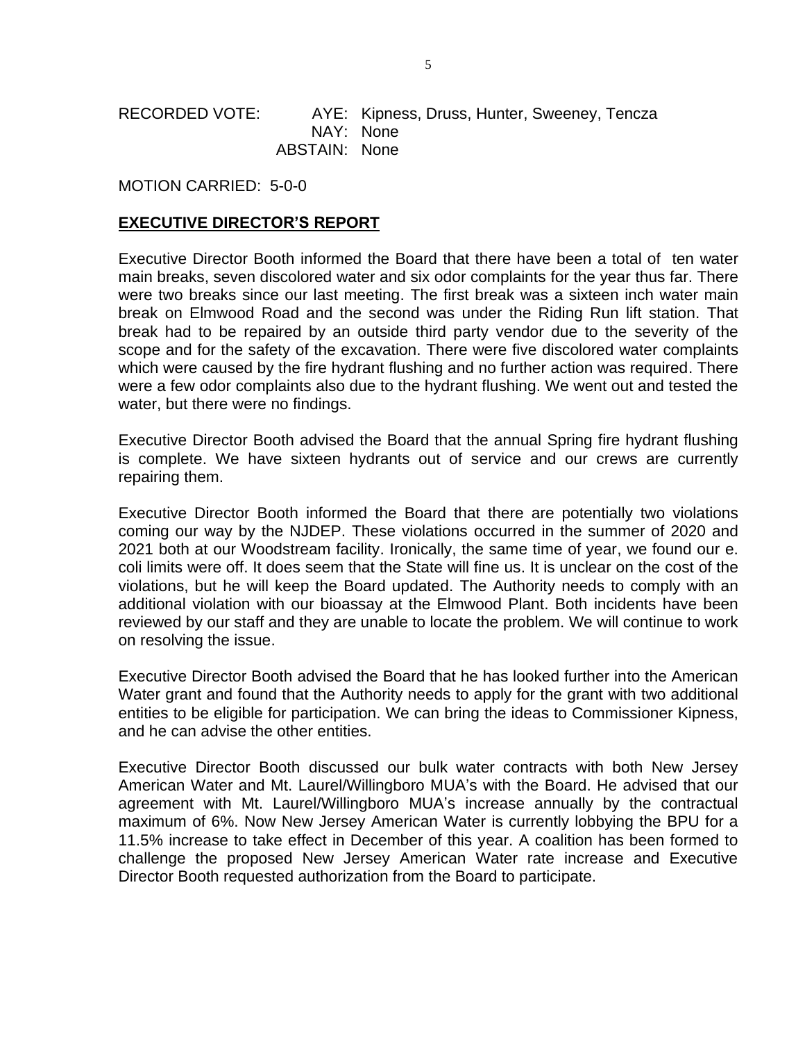RECORDED VOTE: AYE: Kipness, Druss, Hunter, Sweeney, Tencza
NAY: None
ABSTAIN: None

MOTION CARRIED: 5-0-0

**EXECUTIVE DIRECTOR'S REPORT**

Executive Director Booth informed the Board that there have been a total of ten water main breaks, seven discolored water and six odor complaints for the year thus far. There were two breaks since our last meeting. The first break was a sixteen inch water main break on Elmwood Road and the second was under the Riding Run lift station. That break had to be repaired by an outside third party vendor due to the severity of the scope and for the safety of the excavation. There were five discolored water complaints which were caused by the fire hydrant flushing and no further action was required. There were a few odor complaints also due to the hydrant flushing. We went out and tested the water, but there were no findings.

Executive Director Booth advised the Board that the annual Spring fire hydrant flushing is complete. We have sixteen hydrants out of service and our crews are currently repairing them.

Executive Director Booth informed the Board that there are potentially two violations coming our way by the NJDEP. These violations occurred in the summer of 2020 and 2021 both at our Woodstream facility. Ironically, the same time of year, we found our e. coli limits were off. It does seem that the State will fine us. It is unclear on the cost of the violations, but he will keep the Board updated. The Authority needs to comply with an additional violation with our bioassay at the Elmwood Plant. Both incidents have been reviewed by our staff and they are unable to locate the problem. We will continue to work on resolving the issue.

Executive Director Booth advised the Board that he has looked further into the American Water grant and found that the Authority needs to apply for the grant with two additional entities to be eligible for participation. We can bring the ideas to Commissioner Kipness, and he can advise the other entities.

Executive Director Booth discussed our bulk water contracts with both New Jersey American Water and Mt. Laurel/Willingboro MUA's with the Board. He advised that our agreement with Mt. Laurel/Willingboro MUA's increase annually by the contractual maximum of 6%. Now New Jersey American Water is currently lobbying the BPU for a 11.5% increase to take effect in December of this year. A coalition has been formed to challenge the proposed New Jersey American Water rate increase and Executive Director Booth requested authorization from the Board to participate.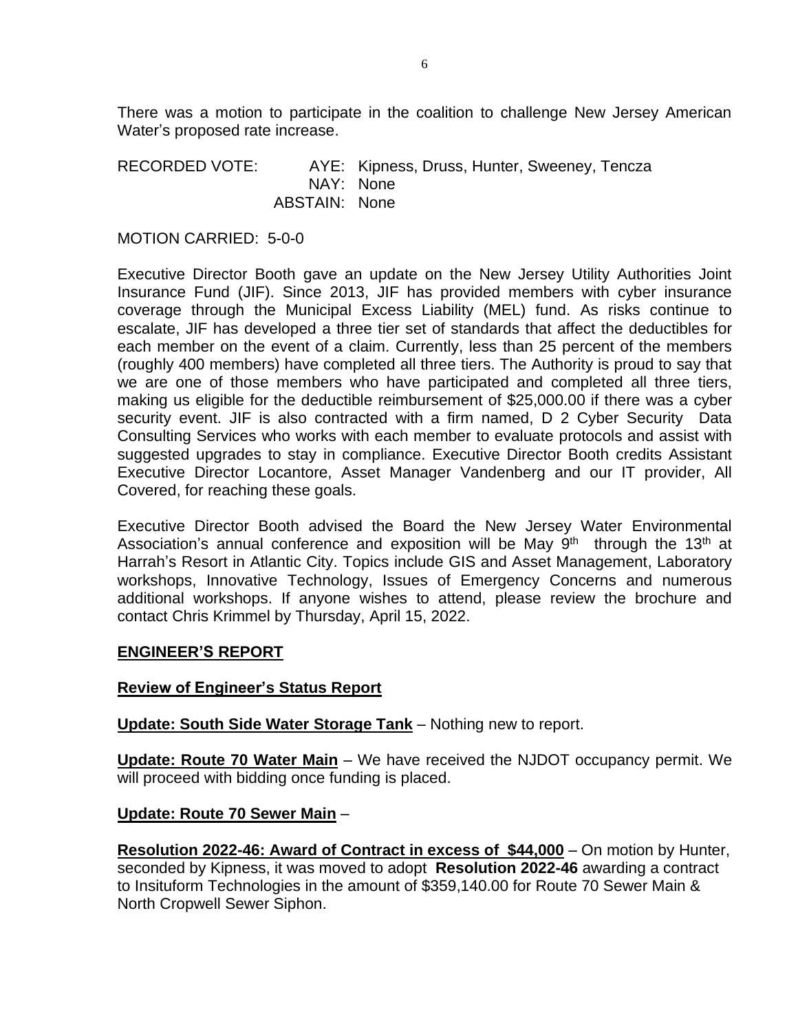There was a motion to participate in the coalition to challenge New Jersey American Water's proposed rate increase.

RECORDED VOTE: AYE: Kipness, Druss, Hunter, Sweeney, Tencza
NAY: None
ABSTAIN: None

MOTION CARRIED: 5-0-0

Executive Director Booth gave an update on the New Jersey Utility Authorities Joint Insurance Fund (JIF). Since 2013, JIF has provided members with cyber insurance coverage through the Municipal Excess Liability (MEL) fund. As risks continue to escalate, JIF has developed a three tier set of standards that affect the deductibles for each member on the event of a claim. Currently, less than 25 percent of the members (roughly 400 members) have completed all three tiers. The Authority is proud to say that we are one of those members who have participated and completed all three tiers, making us eligible for the deductible reimbursement of $25,000.00 if there was a cyber security event. JIF is also contracted with a firm named, D 2 Cyber Security Data Consulting Services who works with each member to evaluate protocols and assist with suggested upgrades to stay in compliance. Executive Director Booth credits Assistant Executive Director Locantore, Asset Manager Vandenberg and our IT provider, All Covered, for reaching these goals.

Executive Director Booth advised the Board the New Jersey Water Environmental Association's annual conference and exposition will be May 9th through the 13th at Harrah's Resort in Atlantic City. Topics include GIS and Asset Management, Laboratory workshops, Innovative Technology, Issues of Emergency Concerns and numerous additional workshops. If anyone wishes to attend, please review the brochure and contact Chris Krimmel by Thursday, April 15, 2022.

## ENGINEER'S REPORT

**Review of Engineer's Status Report**

**Update: South Side Water Storage Tank** – Nothing new to report.

**Update: Route 70 Water Main** – We have received the NJDOT occupancy permit. We will proceed with bidding once funding is placed.

**Update: Route 70 Sewer Main** –

**Resolution 2022-46: Award of Contract in excess of $44,000** – On motion by Hunter, seconded by Kipness, it was moved to adopt **Resolution 2022-46** awarding a contract to Insituform Technologies in the amount of $359,140.00 for Route 70 Sewer Main & North Cropwell Sewer Siphon.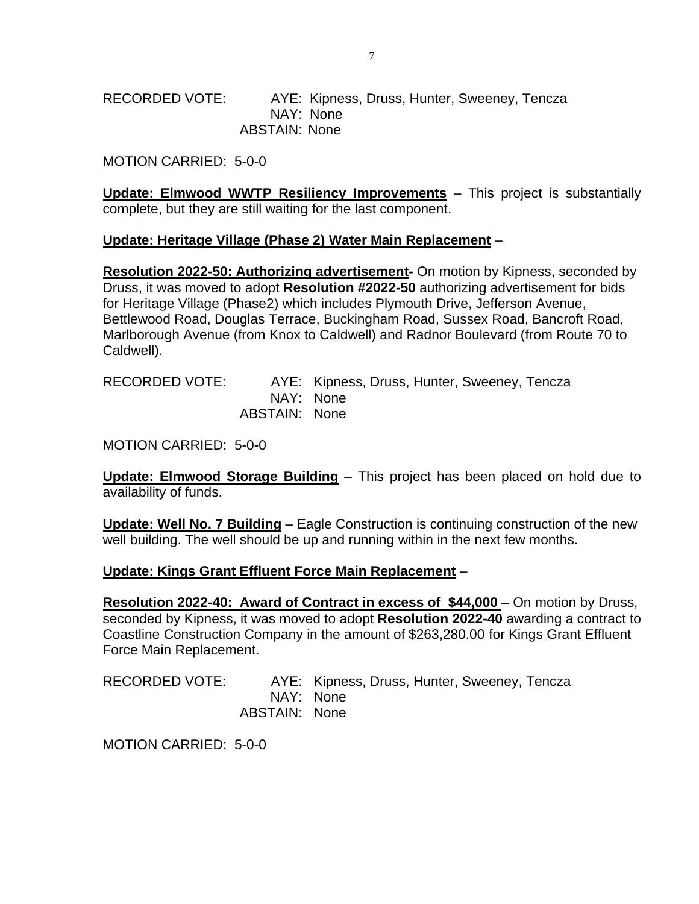RECORDED VOTE: AYE: Kipness, Druss, Hunter, Sweeney, Tencza
NAY: None
ABSTAIN: None

MOTION CARRIED: 5-0-0

**Update: Elmwood WWTP Resiliency Improvements** – This project is substantially complete, but they are still waiting for the last component.

**Update: Heritage Village (Phase 2) Water Main Replacement** –

**Resolution 2022-50: Authorizing advertisement-** On motion by Kipness, seconded by Druss, it was moved to adopt **Resolution #2022-50** authorizing advertisement for bids for Heritage Village (Phase2) which includes Plymouth Drive, Jefferson Avenue, Bettlewood Road, Douglas Terrace, Buckingham Road, Sussex Road, Bancroft Road, Marlborough Avenue (from Knox to Caldwell) and Radnor Boulevard (from Route 70 to Caldwell).

RECORDED VOTE: AYE: Kipness, Druss, Hunter, Sweeney, Tencza
NAY: None
ABSTAIN: None

MOTION CARRIED: 5-0-0

**Update: Elmwood Storage Building** – This project has been placed on hold due to availability of funds.

**Update: Well No. 7 Building** – Eagle Construction is continuing construction of the new well building. The well should be up and running within in the next few months.

**Update: Kings Grant Effluent Force Main Replacement** –

**Resolution 2022-40: Award of Contract in excess of $44,000** – On motion by Druss, seconded by Kipness, it was moved to adopt **Resolution 2022-40** awarding a contract to Coastline Construction Company in the amount of $263,280.00 for Kings Grant Effluent Force Main Replacement.

RECORDED VOTE: AYE: Kipness, Druss, Hunter, Sweeney, Tencza
NAY: None
ABSTAIN: None

MOTION CARRIED: 5-0-0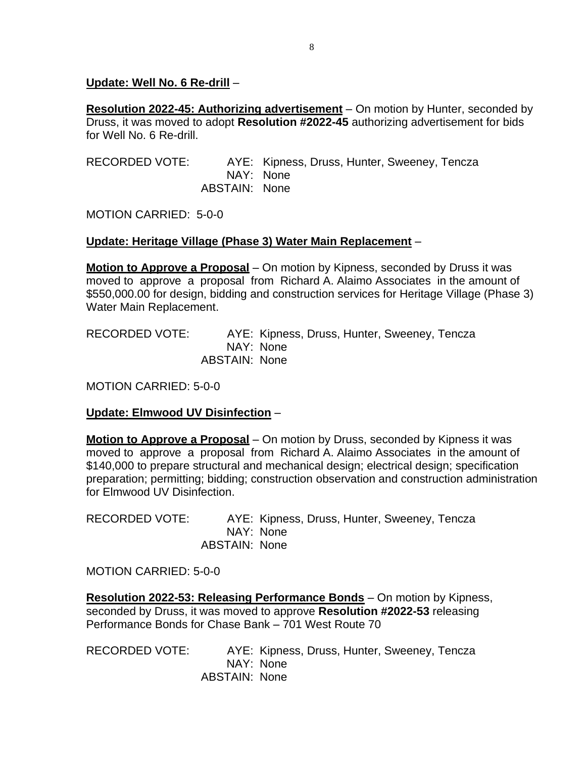**Update: Well No. 6 Re-drill** –

**Resolution 2022-45: Authorizing advertisement** – On motion by Hunter, seconded by Druss, it was moved to adopt **Resolution #2022-45** authorizing advertisement for bids for Well No. 6 Re-drill.

RECORDED VOTE: AYE: Kipness, Druss, Hunter, Sweeney, Tencza
NAY: None
ABSTAIN: None

MOTION CARRIED: 5-0-0

**Update: Heritage Village (Phase 3) Water Main Replacement** –

**Motion to Approve a Proposal** – On motion by Kipness, seconded by Druss it was moved to approve a proposal from Richard A. Alaimo Associates in the amount of $550,000.00 for design, bidding and construction services for Heritage Village (Phase 3) Water Main Replacement.

RECORDED VOTE: AYE: Kipness, Druss, Hunter, Sweeney, Tencza
NAY: None
ABSTAIN: None

MOTION CARRIED: 5-0-0

**Update: Elmwood UV Disinfection** –

**Motion to Approve a Proposal** – On motion by Druss, seconded by Kipness it was moved to approve a proposal from Richard A. Alaimo Associates in the amount of $140,000 to prepare structural and mechanical design; electrical design; specification preparation; permitting; bidding; construction observation and construction administration for Elmwood UV Disinfection.

RECORDED VOTE: AYE: Kipness, Druss, Hunter, Sweeney, Tencza
NAY: None
ABSTAIN: None

MOTION CARRIED: 5-0-0

**Resolution 2022-53: Releasing Performance Bonds** – On motion by Kipness, seconded by Druss, it was moved to approve **Resolution #2022-53** releasing Performance Bonds for Chase Bank – 701 West Route 70

RECORDED VOTE: AYE: Kipness, Druss, Hunter, Sweeney, Tencza
NAY: None
ABSTAIN: None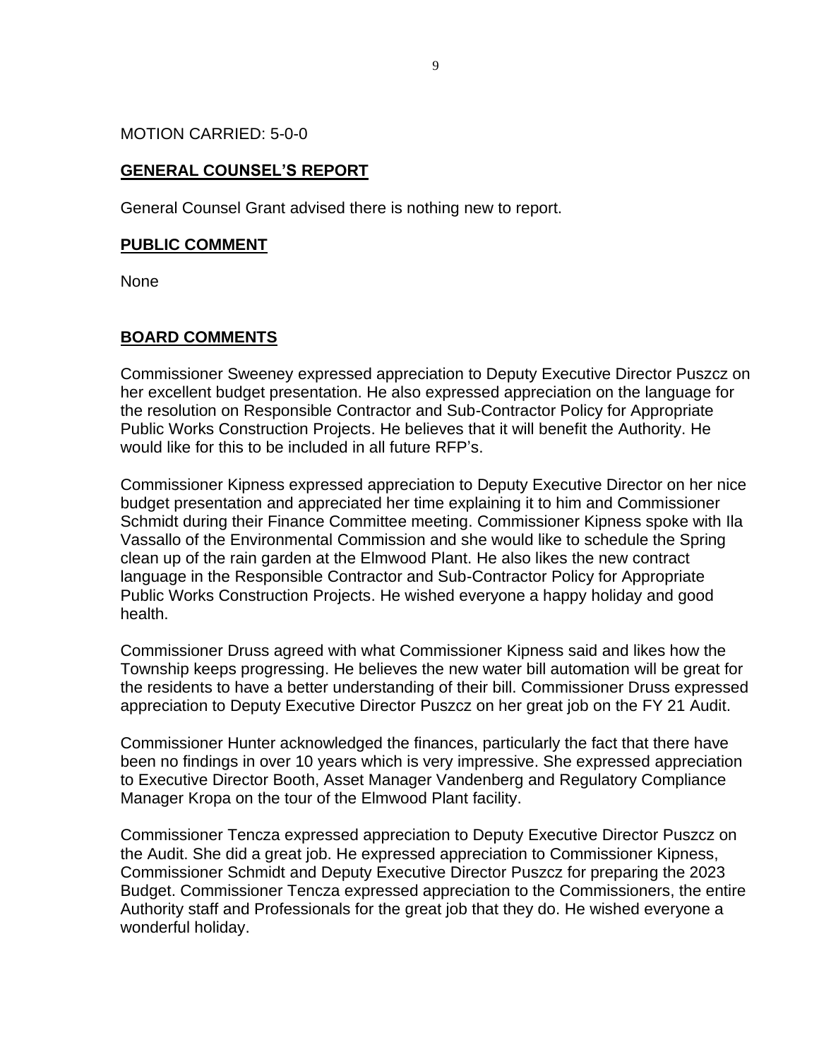MOTION CARRIED: 5-0-0

## GENERAL COUNSEL'S REPORT

General Counsel Grant advised there is nothing new to report.

## PUBLIC COMMENT

None

## BOARD COMMENTS

Commissioner Sweeney expressed appreciation to Deputy Executive Director Puszcz on her excellent budget presentation. He also expressed appreciation on the language for the resolution on Responsible Contractor and Sub-Contractor Policy for Appropriate Public Works Construction Projects. He believes that it will benefit the Authority. He would like for this to be included in all future RFP's.

Commissioner Kipness expressed appreciation to Deputy Executive Director on her nice budget presentation and appreciated her time explaining it to him and Commissioner Schmidt during their Finance Committee meeting. Commissioner Kipness spoke with Ila Vassallo of the Environmental Commission and she would like to schedule the Spring clean up of the rain garden at the Elmwood Plant. He also likes the new contract language in the Responsible Contractor and Sub-Contractor Policy for Appropriate Public Works Construction Projects. He wished everyone a happy holiday and good health.

Commissioner Druss agreed with what Commissioner Kipness said and likes how the Township keeps progressing. He believes the new water bill automation will be great for the residents to have a better understanding of their bill. Commissioner Druss expressed appreciation to Deputy Executive Director Puszcz on her great job on the FY 21 Audit.

Commissioner Hunter acknowledged the finances, particularly the fact that there have been no findings in over 10 years which is very impressive. She expressed appreciation to Executive Director Booth, Asset Manager Vandenberg and Regulatory Compliance Manager Kropa on the tour of the Elmwood Plant facility.

Commissioner Tencza expressed appreciation to Deputy Executive Director Puszcz on the Audit. She did a great job. He expressed appreciation to Commissioner Kipness, Commissioner Schmidt and Deputy Executive Director Puszcz for preparing the 2023 Budget. Commissioner Tencza expressed appreciation to the Commissioners, the entire Authority staff and Professionals for the great job that they do. He wished everyone a wonderful holiday.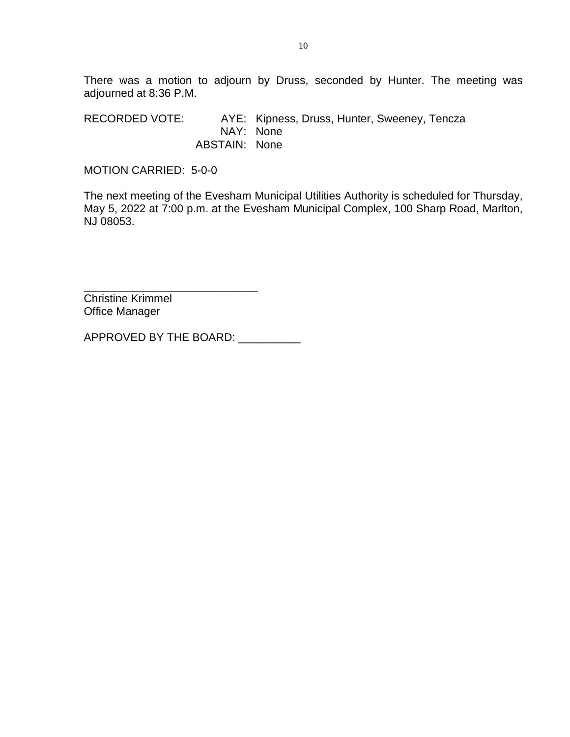There was a motion to adjourn by Druss, seconded by Hunter. The meeting was adjourned at 8:36 P.M.

RECORDED VOTE: AYE: Kipness, Druss, Hunter, Sweeney, Tencza
NAY: None
ABSTAIN: None

MOTION CARRIED: 5-0-0

The next meeting of the Evesham Municipal Utilities Authority is scheduled for Thursday, May 5, 2022 at 7:00 p.m. at the Evesham Municipal Complex, 100 Sharp Road, Marlton, NJ 08053.

_____________________________
Christine Krimmel
Office Manager

APPROVED BY THE BOARD: __________